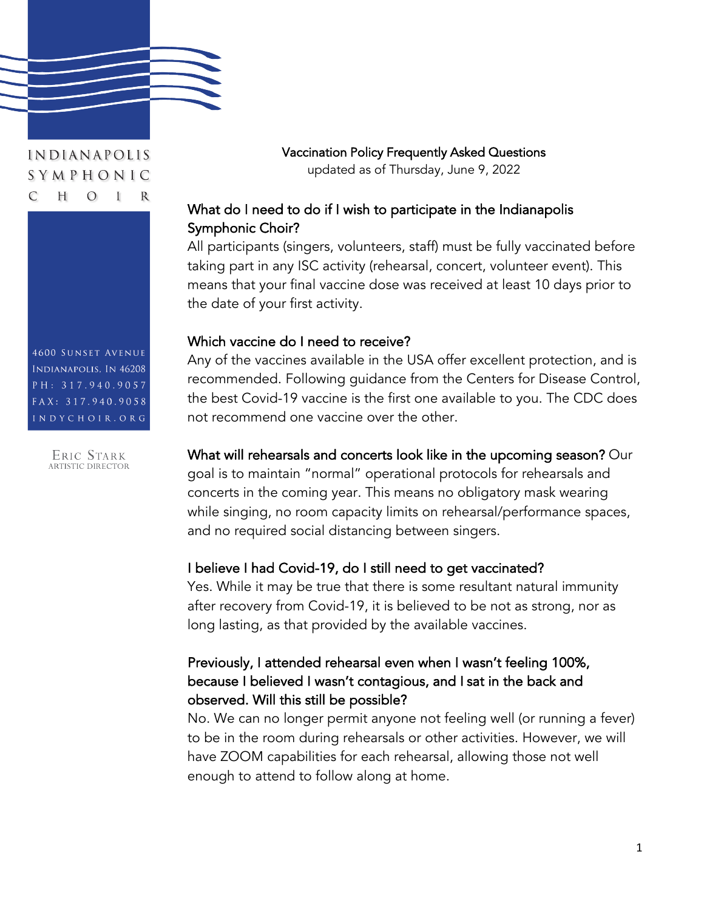INDIANAPOLIS SYMPHONIC CHOIR

4600 Sunset Avenue
Indianapolis, IN 46208
PH: 317.940.9057
FAX: 317.940.9058
INDYCHOIR.ORG

Eric Stark
Artistic Director

# Vaccination Policy Frequently Asked Questions

updated as of Thursday, June 9, 2022

## What do I need to do if I wish to participate in the Indianapolis Symphonic Choir?

All participants (singers, volunteers, staff) must be fully vaccinated before taking part in any ISC activity (rehearsal, concert, volunteer event). This means that your final vaccine dose was received at least 10 days prior to the date of your first activity.

## Which vaccine do I need to receive?

Any of the vaccines available in the USA offer excellent protection, and is recommended. Following guidance from the Centers for Disease Control, the best Covid-19 vaccine is the first one available to you. The CDC does not recommend one vaccine over the other.

## What will rehearsals and concerts look like in the upcoming season?

Our goal is to maintain "normal" operational protocols for rehearsals and concerts in the coming year. This means no obligatory mask wearing while singing, no room capacity limits on rehearsal/performance spaces, and no required social distancing between singers.

## I believe I had Covid-19, do I still need to get vaccinated?

Yes. While it may be true that there is some resultant natural immunity after recovery from Covid-19, it is believed to be not as strong, nor as long lasting, as that provided by the available vaccines.

## Previously, I attended rehearsal even when I wasn't feeling 100%, because I believed I wasn't contagious, and I sat in the back and observed. Will this still be possible?

No. We can no longer permit anyone not feeling well (or running a fever) to be in the room during rehearsals or other activities. However, we will have ZOOM capabilities for each rehearsal, allowing those not well enough to attend to follow along at home.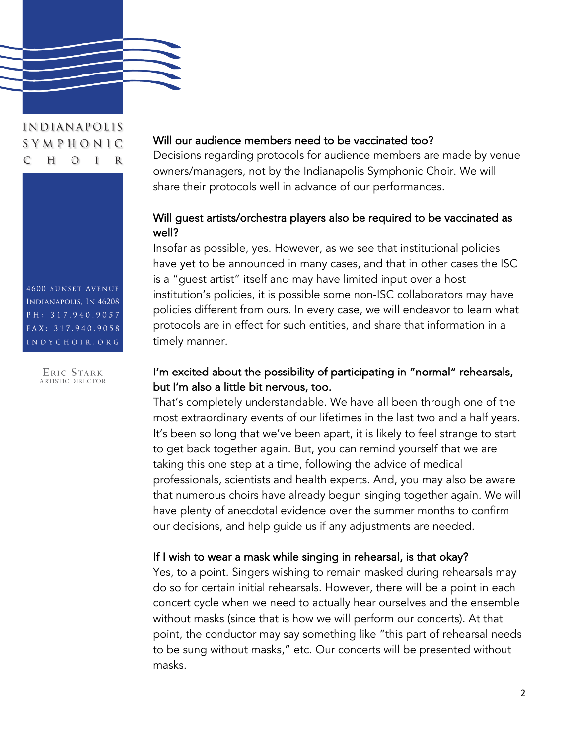INDIANAPOLIS SYMPHONIC CHOIR

4600 Sunset Avenue
Indianapolis, IN 46208
PH: 317.940.9057
FAX: 317.940.9058
INDYCHOIR.ORG

Eric Stark
Artistic Director

### Will our audience members need to be vaccinated too?

Decisions regarding protocols for audience members are made by venue owners/managers, not by the Indianapolis Symphonic Choir. We will share their protocols well in advance of our performances.

### Will guest artists/orchestra players also be required to be vaccinated as well?

Insofar as possible, yes. However, as we see that institutional policies have yet to be announced in many cases, and that in other cases the ISC is a "guest artist" itself and may have limited input over a host institution's policies, it is possible some non-ISC collaborators may have policies different from ours. In every case, we will endeavor to learn what protocols are in effect for such entities, and share that information in a timely manner.

### I'm excited about the possibility of participating in "normal" rehearsals, but I'm also a little bit nervous, too.

That's completely understandable. We have all been through one of the most extraordinary events of our lifetimes in the last two and a half years. It's been so long that we've been apart, it is likely to feel strange to start to get back together again. But, you can remind yourself that we are taking this one step at a time, following the advice of medical professionals, scientists and health experts. And, you may also be aware that numerous choirs have already begun singing together again. We will have plenty of anecdotal evidence over the summer months to confirm our decisions, and help guide us if any adjustments are needed.

### If I wish to wear a mask while singing in rehearsal, is that okay?

Yes, to a point. Singers wishing to remain masked during rehearsals may do so for certain initial rehearsals. However, there will be a point in each concert cycle when we need to actually hear ourselves and the ensemble without masks (since that is how we will perform our concerts). At that point, the conductor may say something like "this part of rehearsal needs to be sung without masks," etc. Our concerts will be presented without masks.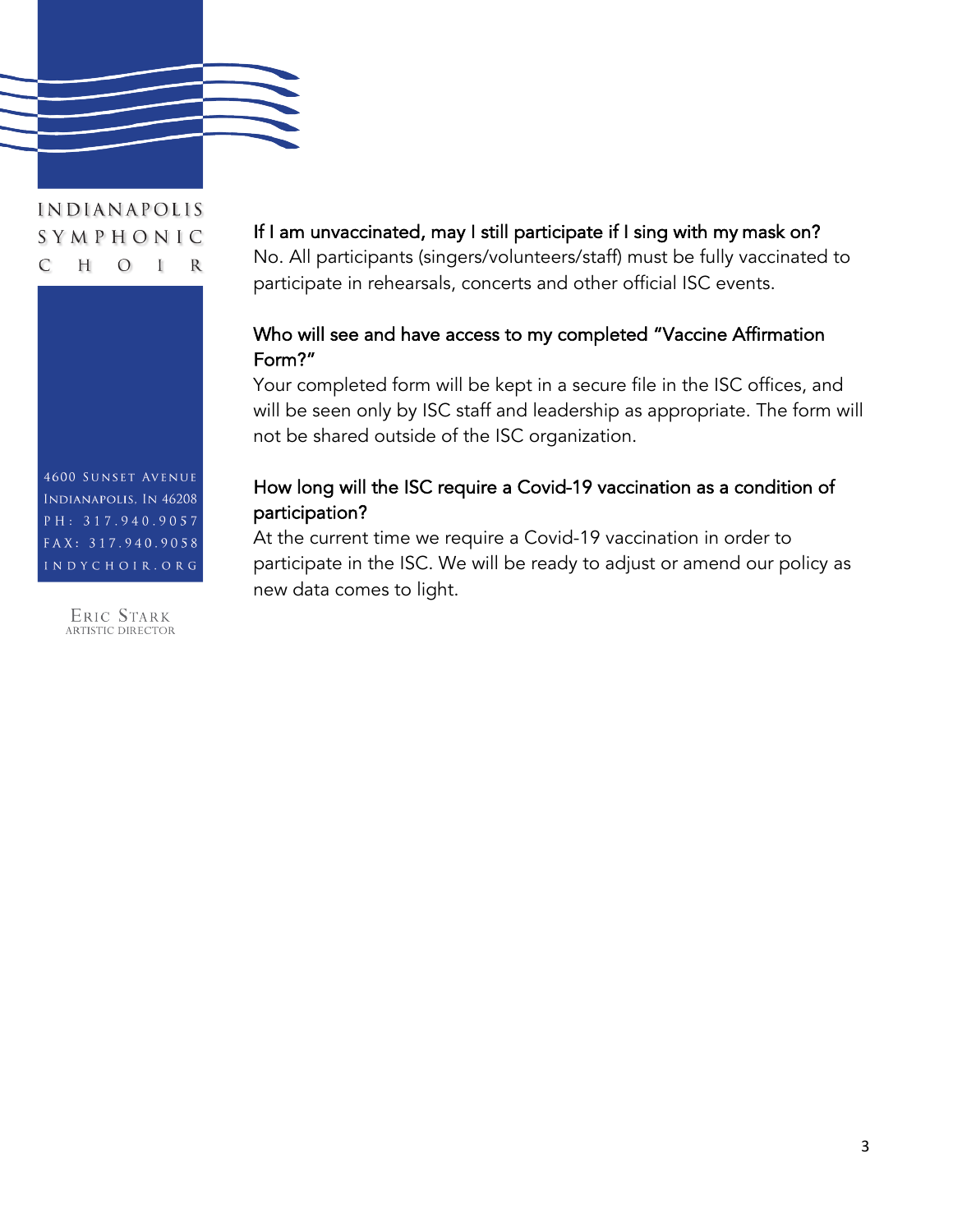INDIANAPOLIS SYMPHONIC CHOIR

4600 Sunset Avenue
Indianapolis, IN 46208
PH: 317.940.9057
FAX: 317.940.9058
INDYCHOIR.ORG

Eric Stark
Artistic Director

### If I am unvaccinated, may I still participate if I sing with my mask on?

No. All participants (singers/volunteers/staff) must be fully vaccinated to participate in rehearsals, concerts and other official ISC events.

### Who will see and have access to my completed "Vaccine Affirmation Form?"

Your completed form will be kept in a secure file in the ISC offices, and will be seen only by ISC staff and leadership as appropriate. The form will not be shared outside of the ISC organization.

### How long will the ISC require a Covid-19 vaccination as a condition of participation?

At the current time we require a Covid-19 vaccination in order to participate in the ISC. We will be ready to adjust or amend our policy as new data comes to light.